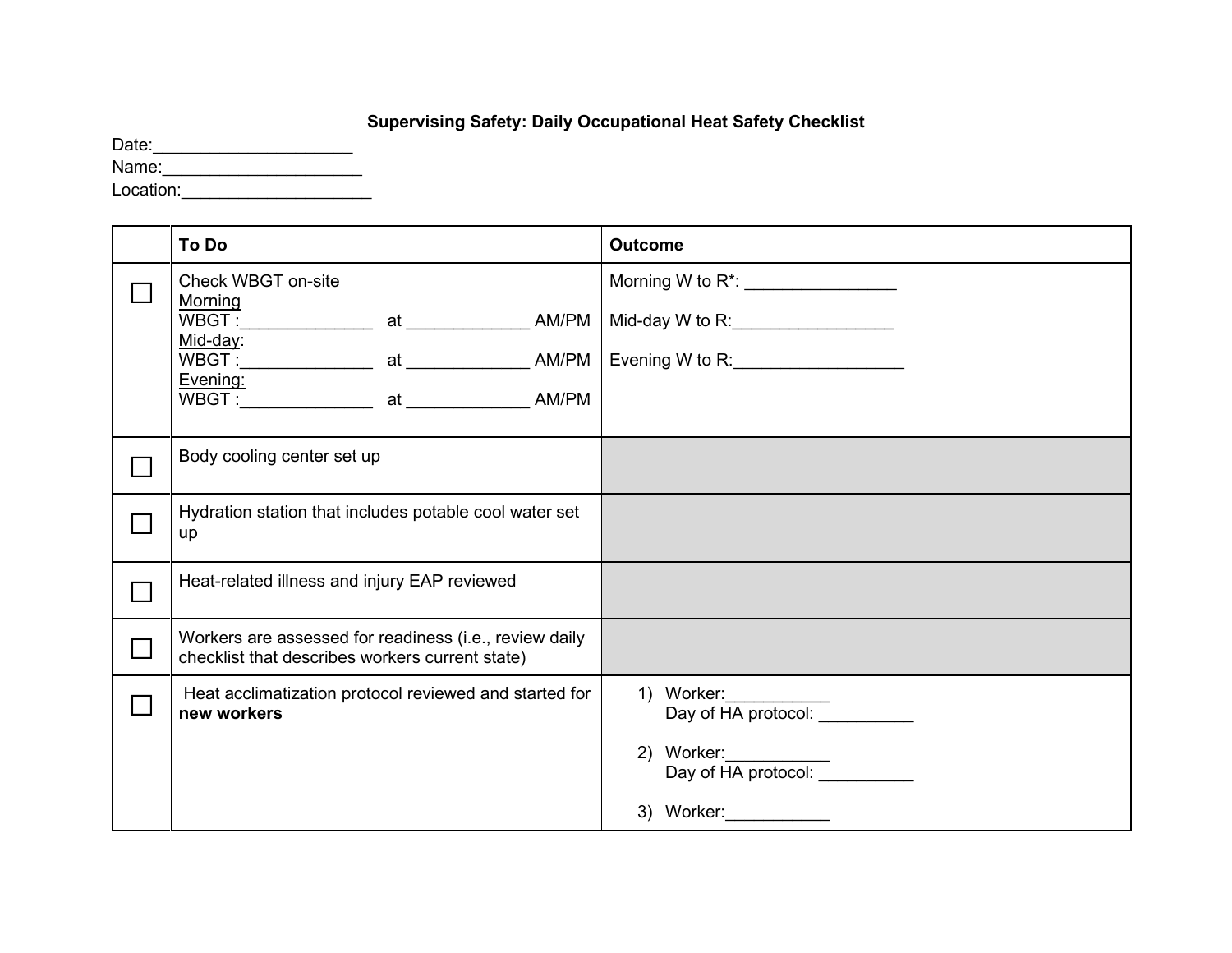**Supervising Safety: Daily Occupational Heat Safety Checklist**

Date:____________________

Name:____________________

Location:___________________

| | To Do | Outcome |
|---|---|---|
| ☐ | Check WBGT on-site<br>Morning<br>WBGT :______________ at _____________ AM/PM<br>Mid-day:<br>WBGT :______________ at _____________ AM/PM<br>Evening:<br>WBGT :______________ at _____________ AM/PM | Morning W to R*: ________________<br><br>Mid-day W to R:_________________<br><br>Evening W to R:__________________ |
| ☐ | Body cooling center set up | |
| ☐ | Hydration station that includes potable cool water set up | |
| ☐ | Heat-related illness and injury EAP reviewed | |
| ☐ | Workers are assessed for readiness (i.e., review daily checklist that describes workers current state) | |
| ☐ | Heat acclimatization protocol reviewed and started for **new workers** | 1) Worker:___________<br>Day of HA protocol: __________<br><br>2) Worker:___________<br>Day of HA protocol: __________<br><br>3) Worker:___________ |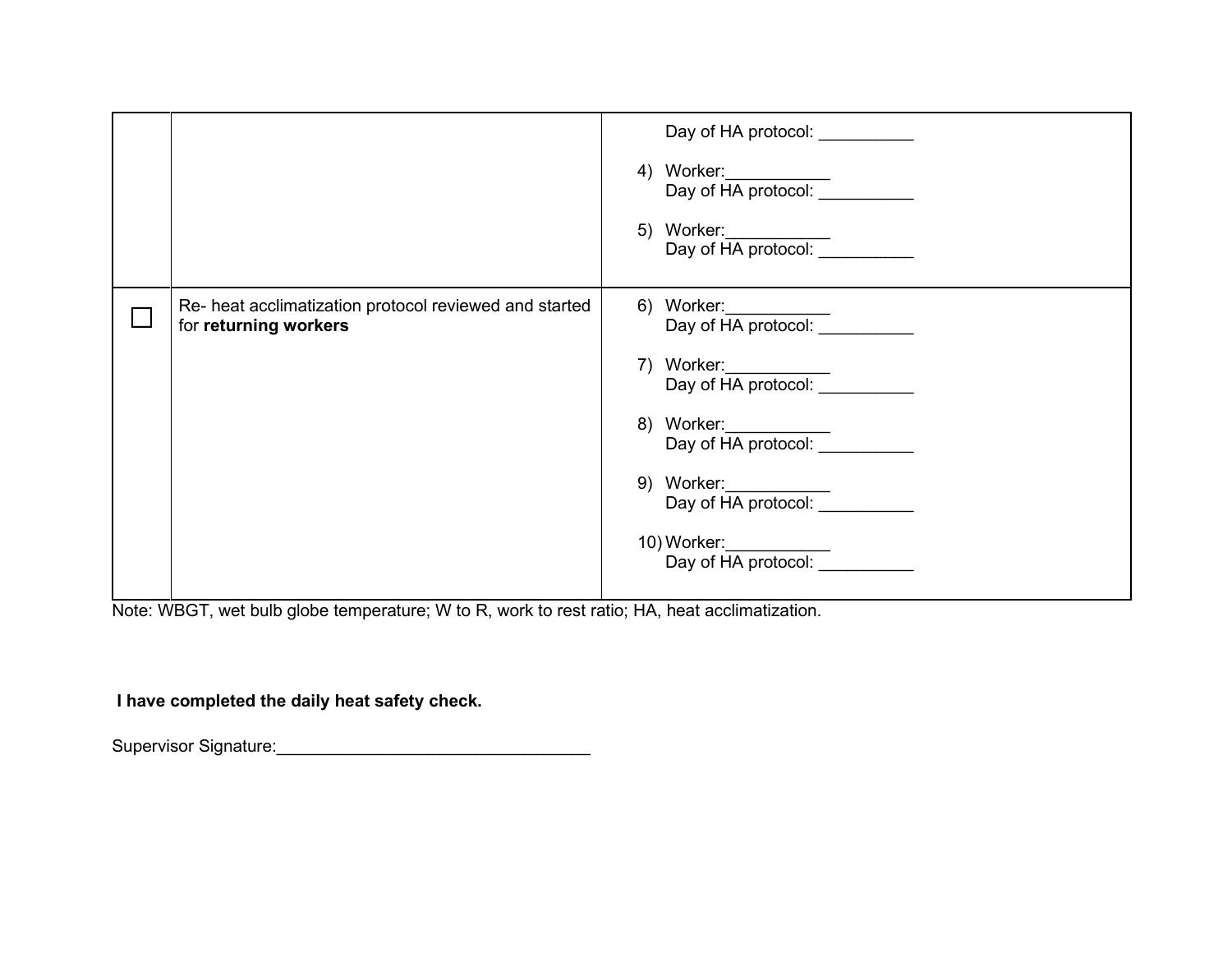| | | |
|---|---|---|
| | | Day of HA protocol: __________<br><br>4) Worker:___________<br>Day of HA protocol: __________<br><br>5) Worker:___________<br>Day of HA protocol: __________ |
| ☐ | Re- heat acclimatization protocol reviewed and started for **returning workers** | 6) Worker:___________<br>Day of HA protocol: __________<br><br>7) Worker:___________<br>Day of HA protocol: __________<br><br>8) Worker:___________<br>Day of HA protocol: __________<br><br>9) Worker:___________<br>Day of HA protocol: __________<br><br>10) Worker:___________<br>Day of HA protocol: __________ |

Note: WBGT, wet bulb globe temperature; W to R, work to rest ratio; HA, heat acclimatization.

**I have completed the daily heat safety check.**

Supervisor Signature:__________________________________